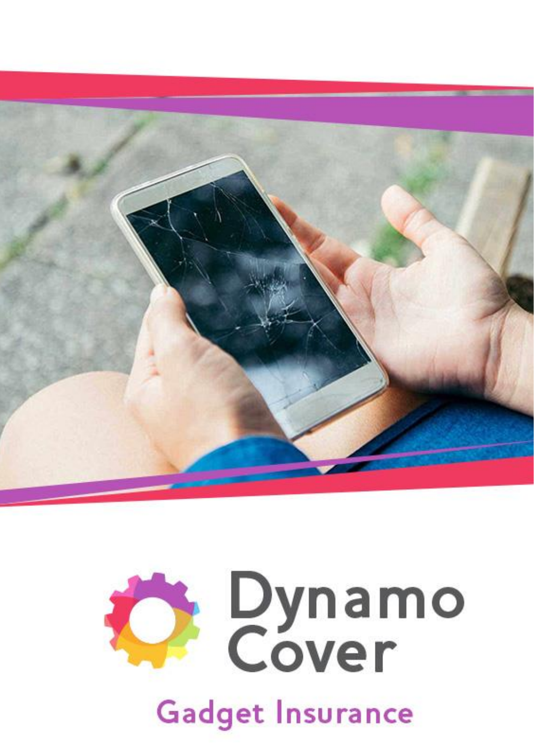# Dynamo Cover

## Gadget Insurance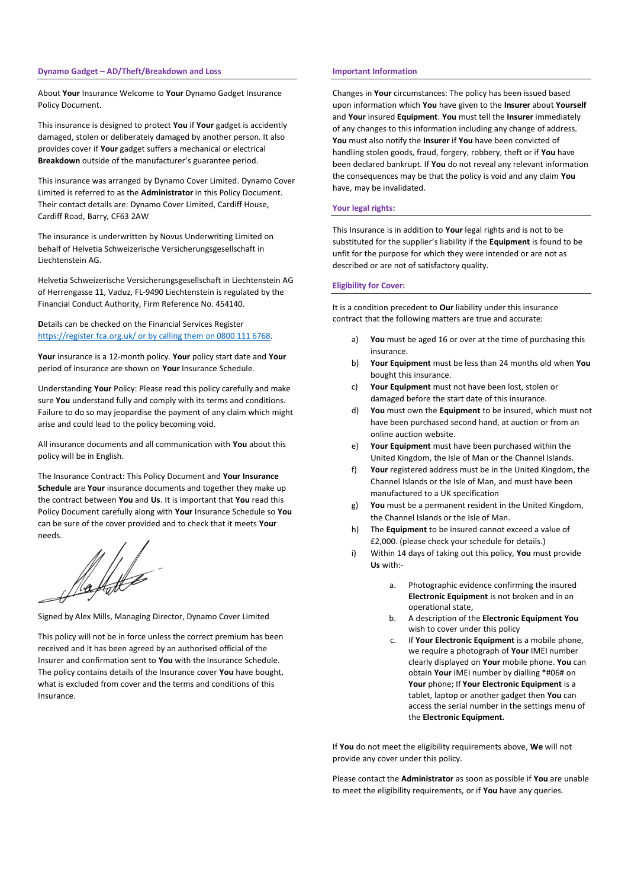## Dynamo Gadget – AD/Theft/Breakdown and Loss

About **Your** Insurance Welcome to **Your** Dynamo Gadget Insurance Policy Document.

This insurance is designed to protect **You** if **Your** gadget is accidently damaged, stolen or deliberately damaged by another person. It also provides cover if **Your** gadget suffers a mechanical or electrical **Breakdown** outside of the manufacturer's guarantee period.

This insurance was arranged by Dynamo Cover Limited. Dynamo Cover Limited is referred to as the **Administrator** in this Policy Document. Their contact details are: Dynamo Cover Limited, Cardiff House, Cardiff Road, Barry, CF63 2AW

The insurance is underwritten by Novus Underwriting Limited on behalf of Helvetia Schweizerische Versicherungsgesellschaft in Liechtenstein AG.

Helvetia Schweizerische Versicherungsgesellschaft in Liechtenstein AG of Herrengasse 11, Vaduz, FL-9490 Liechtenstein is regulated by the Financial Conduct Authority, Firm Reference No. 454140.

**D**etails can be checked on the Financial Services Register https://register.fca.org.uk/ or by calling them on 0800 111 6768.

**Your** insurance is a 12-month policy. **Your** policy start date and **Your** period of insurance are shown on **Your** Insurance Schedule.

Understanding **Your** Policy: Please read this policy carefully and make sure **You** understand fully and comply with its terms and conditions. Failure to do so may jeopardise the payment of any claim which might arise and could lead to the policy becoming void.

All insurance documents and all communication with **You** about this policy will be in English.

The Insurance Contract: This Policy Document and **Your Insurance Schedule** are **Your** insurance documents and together they make up the contract between **You** and **Us**. It is important that **You** read this Policy Document carefully along with **Your** Insurance Schedule so **You** can be sure of the cover provided and to check that it meets **Your** needs.

Signed by Alex Mills, Managing Director, Dynamo Cover Limited

This policy will not be in force unless the correct premium has been received and it has been agreed by an authorised official of the Insurer and confirmation sent to **You** with the Insurance Schedule. The policy contains details of the Insurance cover **You** have bought, what is excluded from cover and the terms and conditions of this Insurance.

## Important Information

Changes in **Your** circumstances: The policy has been issued based upon information which **You** have given to the **Insurer** about **Yourself** and **Your** insured **Equipment**. **You** must tell the **Insurer** immediately of any changes to this information including any change of address. **You** must also notify the **Insurer** if **You** have been convicted of handling stolen goods, fraud, forgery, robbery, theft or if **You** have been declared bankrupt. If **You** do not reveal any relevant information the consequences may be that the policy is void and any claim **You** have, may be invalidated.

### Your legal rights:

This Insurance is in addition to **Your** legal rights and is not to be substituted for the supplier's liability if the **Equipment** is found to be unfit for the purpose for which they were intended or are not as described or are not of satisfactory quality.

### Eligibility for Cover:

It is a condition precedent to **Our** liability under this insurance contract that the following matters are true and accurate:

a) **You** must be aged 16 or over at the time of purchasing this insurance.
b) **Your Equipment** must be less than 24 months old when **You** bought this insurance.
c) **Your Equipment** must not have been lost, stolen or damaged before the start date of this insurance.
d) **You** must own the **Equipment** to be insured, which must not have been purchased second hand, at auction or from an online auction website.
e) **Your Equipment** must have been purchased within the United Kingdom, the Isle of Man or the Channel Islands.
f) **Your** registered address must be in the United Kingdom, the Channel Islands or the Isle of Man, and must have been manufactured to a UK specification
g) **You** must be a permanent resident in the United Kingdom, the Channel Islands or the Isle of Man.
h) The **Equipment** to be insured cannot exceed a value of £2,000. (please check your schedule for details.)
i) Within 14 days of taking out this policy, **You** must provide **Us** with:-
    a. Photographic evidence confirming the insured **Electronic Equipment** is not broken and in an operational state,
    b. A description of the **Electronic Equipment You** wish to cover under this policy
    c. If **Your Electronic Equipment** is a mobile phone, we require a photograph of **Your** IMEI number clearly displayed on **Your** mobile phone. **You** can obtain **Your** IMEI number by dialling *#06# on **Your** phone; If **Your Electronic Equipment** is a tablet, laptop or another gadget then **You** can access the serial number in the settings menu of the **Electronic Equipment.**

If **You** do not meet the eligibility requirements above, **We** will not provide any cover under this policy.

Please contact the **Administrator** as soon as possible if **You** are unable to meet the eligibility requirements, or if **You** have any queries.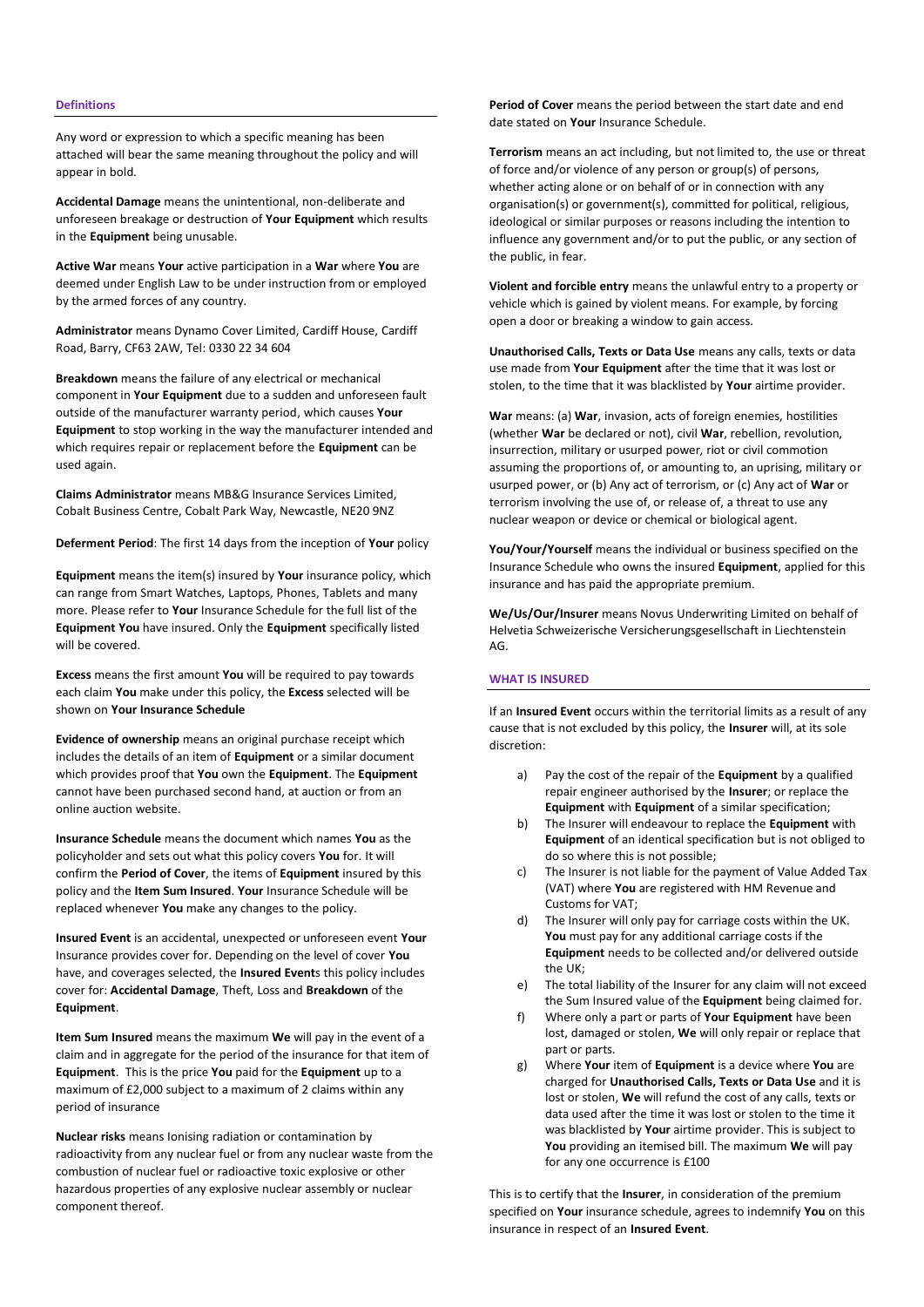## Definitions

Any word or expression to which a specific meaning has been attached will bear the same meaning throughout the policy and will appear in bold.

**Accidental Damage** means the unintentional, non-deliberate and unforeseen breakage or destruction of **Your Equipment** which results in the **Equipment** being unusable.

**Active War** means **Your** active participation in a **War** where **You** are deemed under English Law to be under instruction from or employed by the armed forces of any country.

**Administrator** means Dynamo Cover Limited, Cardiff House, Cardiff Road, Barry, CF63 2AW, Tel: 0330 22 34 604

**Breakdown** means the failure of any electrical or mechanical component in **Your Equipment** due to a sudden and unforeseen fault outside of the manufacturer warranty period, which causes **Your Equipment** to stop working in the way the manufacturer intended and which requires repair or replacement before the **Equipment** can be used again.

**Claims Administrator** means MB&G Insurance Services Limited, Cobalt Business Centre, Cobalt Park Way, Newcastle, NE20 9NZ

**Deferment Period**: The first 14 days from the inception of **Your** policy

**Equipment** means the item(s) insured by **Your** insurance policy, which can range from Smart Watches, Laptops, Phones, Tablets and many more. Please refer to **Your** Insurance Schedule for the full list of the **Equipment You** have insured. Only the **Equipment** specifically listed will be covered.

**Excess** means the first amount **You** will be required to pay towards each claim **You** make under this policy, the **Excess** selected will be shown on **Your Insurance Schedule**

**Evidence of ownership** means an original purchase receipt which includes the details of an item of **Equipment** or a similar document which provides proof that **You** own the **Equipment**. The **Equipment** cannot have been purchased second hand, at auction or from an online auction website.

**Insurance Schedule** means the document which names **You** as the policyholder and sets out what this policy covers **You** for. It will confirm the **Period of Cover**, the items of **Equipment** insured by this policy and the **Item Sum Insured**. **Your** Insurance Schedule will be replaced whenever **You** make any changes to the policy.

**Insured Event** is an accidental, unexpected or unforeseen event **Your** Insurance provides cover for. Depending on the level of cover **You** have, and coverages selected, the **Insured Event**s this policy includes cover for: **Accidental Damage**, Theft, Loss and **Breakdown** of the **Equipment**.

**Item Sum Insured** means the maximum **We** will pay in the event of a claim and in aggregate for the period of the insurance for that item of **Equipment**. This is the price **You** paid for the **Equipment** up to a maximum of £2,000 subject to a maximum of 2 claims within any period of insurance

**Nuclear risks** means Ionising radiation or contamination by radioactivity from any nuclear fuel or from any nuclear waste from the combustion of nuclear fuel or radioactive toxic explosive or other hazardous properties of any explosive nuclear assembly or nuclear component thereof.

**Period of Cover** means the period between the start date and end date stated on **Your** Insurance Schedule.

**Terrorism** means an act including, but not limited to, the use or threat of force and/or violence of any person or group(s) of persons, whether acting alone or on behalf of or in connection with any organisation(s) or government(s), committed for political, religious, ideological or similar purposes or reasons including the intention to influence any government and/or to put the public, or any section of the public, in fear.

**Violent and forcible entry** means the unlawful entry to a property or vehicle which is gained by violent means. For example, by forcing open a door or breaking a window to gain access.

**Unauthorised Calls, Texts or Data Use** means any calls, texts or data use made from **Your Equipment** after the time that it was lost or stolen, to the time that it was blacklisted by **Your** airtime provider.

**War** means: (a) **War**, invasion, acts of foreign enemies, hostilities (whether **War** be declared or not), civil **War**, rebellion, revolution, insurrection, military or usurped power, riot or civil commotion assuming the proportions of, or amounting to, an uprising, military or usurped power, or (b) Any act of terrorism, or (c) Any act of **War** or terrorism involving the use of, or release of, a threat to use any nuclear weapon or device or chemical or biological agent.

**You/Your/Yourself** means the individual or business specified on the Insurance Schedule who owns the insured **Equipment**, applied for this insurance and has paid the appropriate premium.

**We/Us/Our/Insurer** means Novus Underwriting Limited on behalf of Helvetia Schweizerische Versicherungsgesellschaft in Liechtenstein AG.

## WHAT IS INSURED

If an **Insured Event** occurs within the territorial limits as a result of any cause that is not excluded by this policy, the **Insurer** will, at its sole discretion:

a) Pay the cost of the repair of the **Equipment** by a qualified repair engineer authorised by the **Insurer**; or replace the **Equipment** with **Equipment** of a similar specification;
b) The Insurer will endeavour to replace the **Equipment** with **Equipment** of an identical specification but is not obliged to do so where this is not possible;
c) The Insurer is not liable for the payment of Value Added Tax (VAT) where **You** are registered with HM Revenue and Customs for VAT;
d) The Insurer will only pay for carriage costs within the UK. **You** must pay for any additional carriage costs if the **Equipment** needs to be collected and/or delivered outside the UK;
e) The total liability of the Insurer for any claim will not exceed the Sum Insured value of the **Equipment** being claimed for.
f) Where only a part or parts of **Your Equipment** have been lost, damaged or stolen, **We** will only repair or replace that part or parts.
g) Where **Your** item of **Equipment** is a device where **You** are charged for **Unauthorised Calls, Texts or Data Use** and it is lost or stolen, **We** will refund the cost of any calls, texts or data used after the time it was lost or stolen to the time it was blacklisted by **Your** airtime provider. This is subject to **You** providing an itemised bill. The maximum **We** will pay for any one occurrence is £100

This is to certify that the **Insurer**, in consideration of the premium specified on **Your** insurance schedule, agrees to indemnify **You** on this insurance in respect of an **Insured Event**.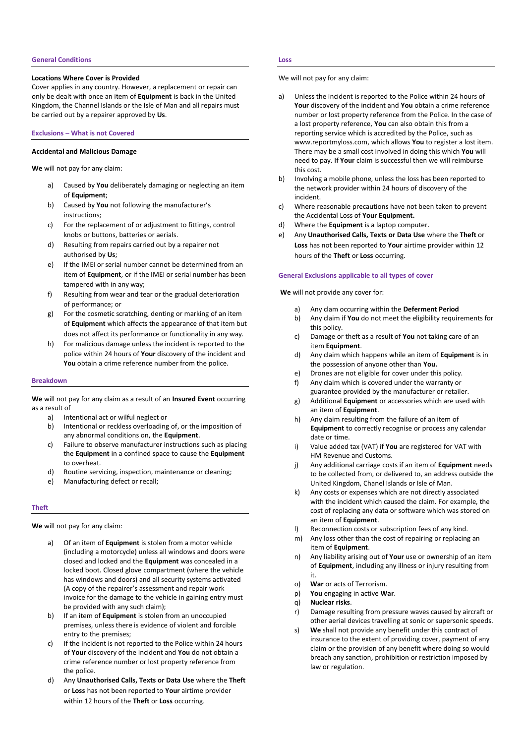## General Conditions

**Locations Where Cover is Provided**

Cover applies in any country. However, a replacement or repair can only be dealt with once an item of **Equipment** is back in the United Kingdom, the Channel Islands or the Isle of Man and all repairs must be carried out by a repairer approved by **Us**.

## Exclusions – What is not Covered

**Accidental and Malicious Damage**

**We** will not pay for any claim:

a) Caused by **You** deliberately damaging or neglecting an item of **Equipment**;
b) Caused by **You** not following the manufacturer's instructions;
c) For the replacement of or adjustment to fittings, control knobs or buttons, batteries or aerials.
d) Resulting from repairs carried out by a repairer not authorised by **Us**;
e) If the IMEI or serial number cannot be determined from an item of **Equipment**, or if the IMEI or serial number has been tampered with in any way;
f) Resulting from wear and tear or the gradual deterioration of performance; or
g) For the cosmetic scratching, denting or marking of an item of **Equipment** which affects the appearance of that item but does not affect its performance or functionality in any way.
h) For malicious damage unless the incident is reported to the police within 24 hours of **Your** discovery of the incident and **You** obtain a crime reference number from the police.

## Breakdown

**We** will not pay for any claim as a result of an **Insured Event** occurring as a result of

a) Intentional act or wilful neglect or
b) Intentional or reckless overloading of, or the imposition of any abnormal conditions on, the **Equipment**.
c) Failure to observe manufacturer instructions such as placing the **Equipment** in a confined space to cause the **Equipment** to overheat.
d) Routine servicing, inspection, maintenance or cleaning;
e) Manufacturing defect or recall;

## Theft

**We** will not pay for any claim:

a) Of an item of **Equipment** is stolen from a motor vehicle (including a motorcycle) unless all windows and doors were closed and locked and the **Equipment** was concealed in a locked boot. Closed glove compartment (where the vehicle has windows and doors) and all security systems activated (A copy of the repairer's assessment and repair work invoice for the damage to the vehicle in gaining entry must be provided with any such claim);
b) If an item of **Equipment** is stolen from an unoccupied premises, unless there is evidence of violent and forcible entry to the premises;
c) If the incident is not reported to the Police within 24 hours of **Your** discovery of the incident and **You** do not obtain a crime reference number or lost property reference from the police.
d) Any **Unauthorised Calls, Texts or Data Use** where the **Theft** or **Loss** has not been reported to **Your** airtime provider within 12 hours of the **Theft** or **Loss** occurring.

## Loss

We will not pay for any claim:

a) Unless the incident is reported to the Police within 24 hours of **Your** discovery of the incident and **You** obtain a crime reference number or lost property reference from the Police. In the case of a lost property reference, **You** can also obtain this from a reporting service which is accredited by the Police, such as www.reportmyloss.com, which allows **You** to register a lost item. There may be a small cost involved in doing this which **You** will need to pay. If **Your** claim is successful then we will reimburse this cost.
b) Involving a mobile phone, unless the loss has been reported to the network provider within 24 hours of discovery of the incident.
c) Where reasonable precautions have not been taken to prevent the Accidental Loss of **Your Equipment.**
d) Where the **Equipment** is a laptop computer.
e) Any **Unauthorised Calls, Texts or Data Use** where the **Theft** or **Loss** has not been reported to **Your** airtime provider within 12 hours of the **Theft** or **Loss** occurring.

## General Exclusions applicable to all types of cover

**We** will not provide any cover for:

a) Any clam occurring within the **Deferment Period**
b) Any claim if **You** do not meet the eligibility requirements for this policy.
c) Damage or theft as a result of **You** not taking care of an item **Equipment**.
d) Any claim which happens while an item of **Equipment** is in the possession of anyone other than **You.**
e) Drones are not eligible for cover under this policy.
f) Any claim which is covered under the warranty or guarantee provided by the manufacturer or retailer.
g) Additional **Equipment** or accessories which are used with an item of **Equipment**.
h) Any claim resulting from the failure of an item of **Equipment** to correctly recognise or process any calendar date or time.
i) Value added tax (VAT) if **You** are registered for VAT with HM Revenue and Customs.
j) Any additional carriage costs if an item of **Equipment** needs to be collected from, or delivered to, an address outside the United Kingdom, Chanel Islands or Isle of Man.
k) Any costs or expenses which are not directly associated with the incident which caused the claim. For example, the cost of replacing any data or software which was stored on an item of **Equipment**.
l) Reconnection costs or subscription fees of any kind.
m) Any loss other than the cost of repairing or replacing an item of **Equipment**.
n) Any liability arising out of **Your** use or ownership of an item of **Equipment**, including any illness or injury resulting from it.
o) **War** or acts of Terrorism.
p) **You** engaging in active **War**.
q) **Nuclear risks**.
r) Damage resulting from pressure waves caused by aircraft or other aerial devices travelling at sonic or supersonic speeds.
s) **We** shall not provide any benefit under this contract of insurance to the extent of providing cover, payment of any claim or the provision of any benefit where doing so would breach any sanction, prohibition or restriction imposed by law or regulation.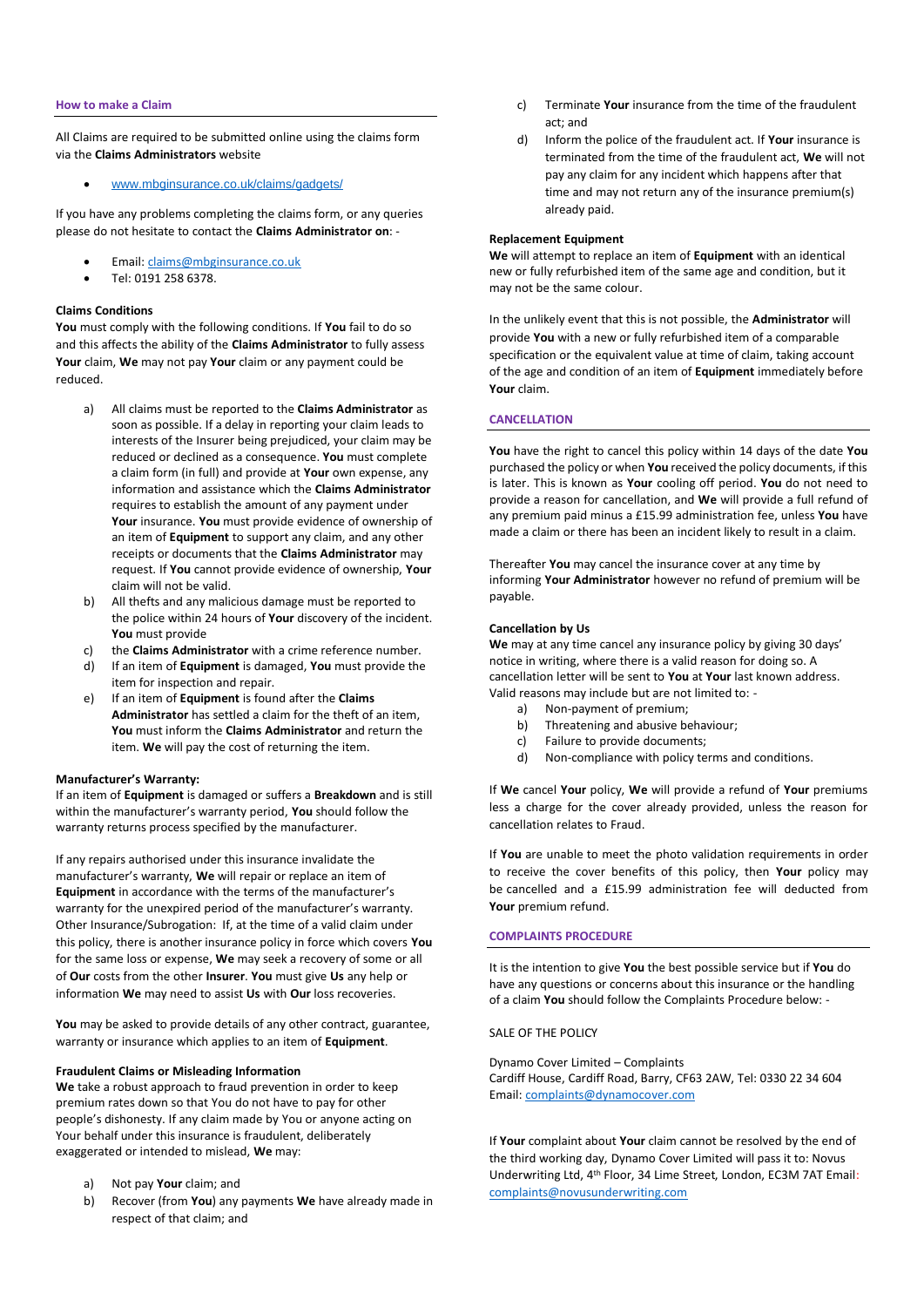## How to make a Claim

All Claims are required to be submitted online using the claims form via the **Claims Administrators** website

- www.mbginsurance.co.uk/claims/gadgets/

If you have any problems completing the claims form, or any queries please do not hesitate to contact the **Claims Administrator on**: -

- Email: claims@mbginsurance.co.uk
- Tel: 0191 258 6378.

**Claims Conditions**

**You** must comply with the following conditions. If **You** fail to do so and this affects the ability of the **Claims Administrator** to fully assess **Your** claim, **We** may not pay **Your** claim or any payment could be reduced.

a) All claims must be reported to the **Claims Administrator** as soon as possible. If a delay in reporting your claim leads to interests of the Insurer being prejudiced, your claim may be reduced or declined as a consequence. **You** must complete a claim form (in full) and provide at **Your** own expense, any information and assistance which the **Claims Administrator** requires to establish the amount of any payment under **Your** insurance. **You** must provide evidence of ownership of an item of **Equipment** to support any claim, and any other receipts or documents that the **Claims Administrator** may request. If **You** cannot provide evidence of ownership, **Your** claim will not be valid.
b) All thefts and any malicious damage must be reported to the police within 24 hours of **Your** discovery of the incident. **You** must provide
c) the **Claims Administrator** with a crime reference number.
d) If an item of **Equipment** is damaged, **You** must provide the item for inspection and repair.
e) If an item of **Equipment** is found after the **Claims Administrator** has settled a claim for the theft of an item, **You** must inform the **Claims Administrator** and return the item. **We** will pay the cost of returning the item.

**Manufacturer's Warranty:**

If an item of **Equipment** is damaged or suffers a **Breakdown** and is still within the manufacturer's warranty period, **You** should follow the warranty returns process specified by the manufacturer.

If any repairs authorised under this insurance invalidate the manufacturer's warranty, **We** will repair or replace an item of **Equipment** in accordance with the terms of the manufacturer's warranty for the unexpired period of the manufacturer's warranty. Other Insurance/Subrogation: If, at the time of a valid claim under this policy, there is another insurance policy in force which covers **You** for the same loss or expense, **We** may seek a recovery of some or all of **Our** costs from the other **Insurer**. **You** must give **Us** any help or information **We** may need to assist **Us** with **Our** loss recoveries.

**You** may be asked to provide details of any other contract, guarantee, warranty or insurance which applies to an item of **Equipment**.

**Fraudulent Claims or Misleading Information**

**We** take a robust approach to fraud prevention in order to keep premium rates down so that You do not have to pay for other people's dishonesty. If any claim made by You or anyone acting on Your behalf under this insurance is fraudulent, deliberately exaggerated or intended to mislead, **We** may:

a) Not pay **Your** claim; and
b) Recover (from **You**) any payments **We** have already made in respect of that claim; and
c) Terminate **Your** insurance from the time of the fraudulent act; and
d) Inform the police of the fraudulent act. If **Your** insurance is terminated from the time of the fraudulent act, **We** will not pay any claim for any incident which happens after that time and may not return any of the insurance premium(s) already paid.

**Replacement Equipment**

**We** will attempt to replace an item of **Equipment** with an identical new or fully refurbished item of the same age and condition, but it may not be the same colour.

In the unlikely event that this is not possible, the **Administrator** will provide **You** with a new or fully refurbished item of a comparable specification or the equivalent value at time of claim, taking account of the age and condition of an item of **Equipment** immediately before **Your** claim.

## CANCELLATION

**You** have the right to cancel this policy within 14 days of the date **You** purchased the policy or when **You** received the policy documents, if this is later. This is known as **Your** cooling off period. **You** do not need to provide a reason for cancellation, and **We** will provide a full refund of any premium paid minus a £15.99 administration fee, unless **You** have made a claim or there has been an incident likely to result in a claim.

Thereafter **You** may cancel the insurance cover at any time by informing **Your Administrator** however no refund of premium will be payable.

**Cancellation by Us**

**We** may at any time cancel any insurance policy by giving 30 days' notice in writing, where there is a valid reason for doing so. A cancellation letter will be sent to **You** at **Your** last known address. Valid reasons may include but are not limited to: -

a) Non-payment of premium;
b) Threatening and abusive behaviour;
c) Failure to provide documents;
d) Non-compliance with policy terms and conditions.

If **We** cancel **Your** policy, **We** will provide a refund of **Your** premiums less a charge for the cover already provided, unless the reason for cancellation relates to Fraud.

If **You** are unable to meet the photo validation requirements in order to receive the cover benefits of this policy, then **Your** policy may be cancelled and a £15.99 administration fee will deducted from **Your** premium refund.

## COMPLAINTS PROCEDURE

It is the intention to give **You** the best possible service but if **You** do have any questions or concerns about this insurance or the handling of a claim **You** should follow the Complaints Procedure below: -

SALE OF THE POLICY

Dynamo Cover Limited – Complaints
Cardiff House, Cardiff Road, Barry, CF63 2AW, Tel: 0330 22 34 604
Email: complaints@dynamocover.com

If **Your** complaint about **Your** claim cannot be resolved by the end of the third working day, Dynamo Cover Limited will pass it to: Novus Underwriting Ltd, 4th Floor, 34 Lime Street, London, EC3M 7AT Email: complaints@novusunderwriting.com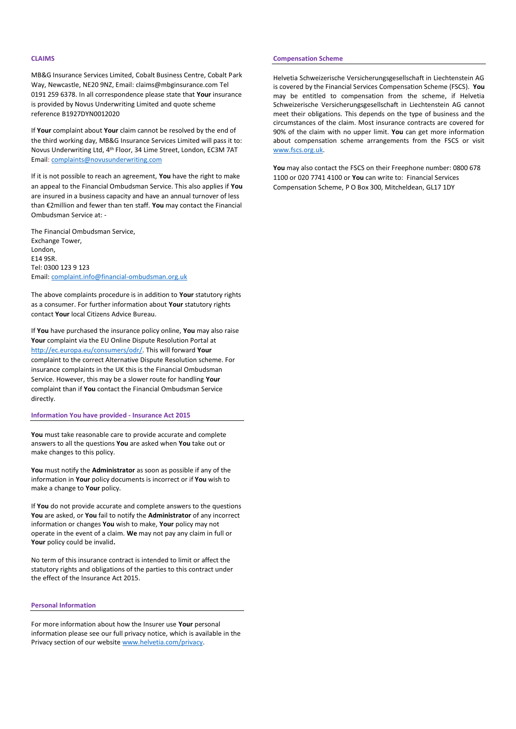## CLAIMS

MB&G Insurance Services Limited, Cobalt Business Centre, Cobalt Park Way, Newcastle, NE20 9NZ, Email: claims@mbginsurance.com Tel 0191 259 6378. In all correspondence please state that **Your** insurance is provided by Novus Underwriting Limited and quote scheme reference B1927DYN0012020

If **Your** complaint about **Your** claim cannot be resolved by the end of the third working day, MB&G Insurance Services Limited will pass it to: Novus Underwriting Ltd, 4th Floor, 34 Lime Street, London, EC3M 7AT Email: complaints@novusunderwriting.com

If it is not possible to reach an agreement, **You** have the right to make an appeal to the Financial Ombudsman Service. This also applies if **You** are insured in a business capacity and have an annual turnover of less than €2million and fewer than ten staff. **You** may contact the Financial Ombudsman Service at: -

The Financial Ombudsman Service,
Exchange Tower,
London,
E14 9SR.
Tel: 0300 123 9 123
Email: complaint.info@financial-ombudsman.org.uk

The above complaints procedure is in addition to **Your** statutory rights as a consumer. For further information about **Your** statutory rights contact **Your** local Citizens Advice Bureau.

If **You** have purchased the insurance policy online, **You** may also raise **Your** complaint via the EU Online Dispute Resolution Portal at http://ec.europa.eu/consumers/odr/. This will forward **Your** complaint to the correct Alternative Dispute Resolution scheme. For insurance complaints in the UK this is the Financial Ombudsman Service. However, this may be a slower route for handling **Your** complaint than if **You** contact the Financial Ombudsman Service directly.

## Information You have provided - Insurance Act 2015

**You** must take reasonable care to provide accurate and complete answers to all the questions **You** are asked when **You** take out or make changes to this policy.

**You** must notify the **Administrator** as soon as possible if any of the information in **Your** policy documents is incorrect or if **You** wish to make a change to **Your** policy.

If **You** do not provide accurate and complete answers to the questions **You** are asked, or **You** fail to notify the **Administrator** of any incorrect information or changes **You** wish to make, **Your** policy may not operate in the event of a claim. **We** may not pay any claim in full or **Your** policy could be invalid**.**

No term of this insurance contract is intended to limit or affect the statutory rights and obligations of the parties to this contract under the effect of the Insurance Act 2015.

## Personal Information

For more information about how the Insurer use **Your** personal information please see our full privacy notice, which is available in the Privacy section of our website www.helvetia.com/privacy.

## Compensation Scheme

Helvetia Schweizerische Versicherungsgesellschaft in Liechtenstein AG is covered by the Financial Services Compensation Scheme (FSCS). **You** may be entitled to compensation from the scheme, if Helvetia Schweizerische Versicherungsgesellschaft in Liechtenstein AG cannot meet their obligations. This depends on the type of business and the circumstances of the claim. Most insurance contracts are covered for 90% of the claim with no upper limit. **You** can get more information about compensation scheme arrangements from the FSCS or visit www.fscs.org.uk.

**You** may also contact the FSCS on their Freephone number: 0800 678 1100 or 020 7741 4100 or **You** can write to: Financial Services Compensation Scheme, P O Box 300, Mitcheldean, GL17 1DY